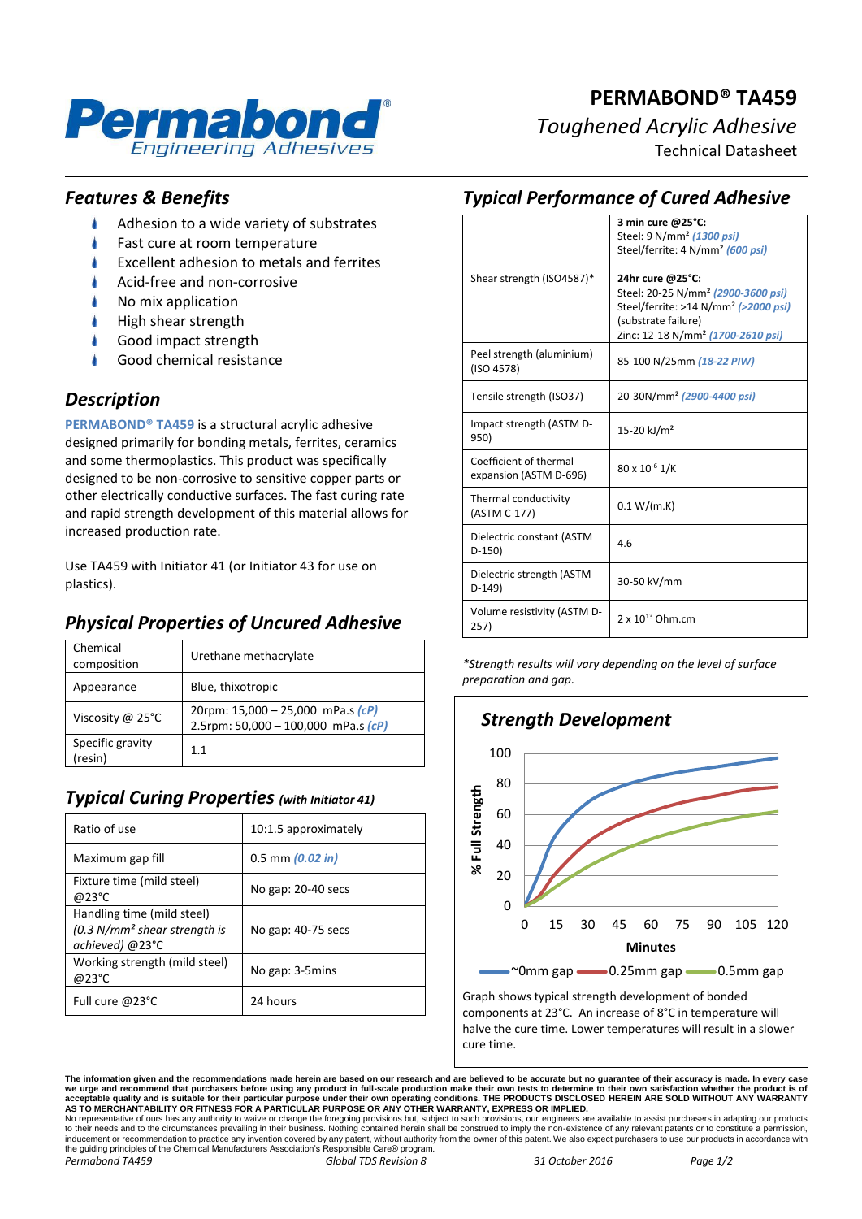# PERMABOND® TA459

*Toughened Acrylic Adhesive*

Technical Datasheet

## *Features & Benefits*

- Adhesion to a wide variety of substrates
- Fast cure at room temperature
- Excellent adhesion to metals and ferrites
- Acid-free and non-corrosive
- No mix application
- High shear strength
- Good impact strength
- Good chemical resistance

## *Description*

**PERMABOND® TA459** is a structural acrylic adhesive designed primarily for bonding metals, ferrites, ceramics and some thermoplastics. This product was specifically designed to be non-corrosive to sensitive copper parts or other electrically conductive surfaces. The fast curing rate and rapid strength development of this material allows for increased production rate.

Use TA459 with Initiator 41 (or Initiator 43 for use on plastics).

## *Physical Properties of Uncured Adhesive*

| | |
|---|---|
| Chemical composition | Urethane methacrylate |
| Appearance | Blue, thixotropic |
| Viscosity @ 25°C | 20rpm: 15,000 – 25,000 mPa.s *(cP)*<br>2.5rpm: 50,000 – 100,000 mPa.s *(cP)* |
| Specific gravity (resin) | 1.1 |

## *Typical Curing Properties (with Initiator 41)*

| | |
|---|---|
| Ratio of use | 10:1.5 approximately |
| Maximum gap fill | 0.5 mm *(0.02 in)* |
| Fixture time (mild steel) @23°C | No gap: 20-40 secs |
| Handling time (mild steel) *(0.3 N/mm² shear strength is achieved)* @23°C | No gap: 40-75 secs |
| Working strength (mild steel) @23°C | No gap: 3-5mins |
| Full cure @23°C | 24 hours |

## *Typical Performance of Cured Adhesive*

| | |
|---|---|
| Shear strength (ISO4587)* | **3 min cure @25°C:**<br>Steel: 9 N/mm² *(1300 psi)*<br>Steel/ferrite: 4 N/mm² *(600 psi)*<br><br>**24hr cure @25°C:**<br>Steel: 20-25 N/mm² *(2900-3600 psi)*<br>Steel/ferrite: >14 N/mm² *(>2000 psi)* (substrate failure)<br>Zinc: 12-18 N/mm² *(1700-2610 psi)* |
| Peel strength (aluminium) (ISO 4578) | 85-100 N/25mm *(18-22 PIW)* |
| Tensile strength (ISO37) | 20-30N/mm² *(2900-4400 psi)* |
| Impact strength (ASTM D-950) | 15-20 kJ/m² |
| Coefficient of thermal expansion (ASTM D-696) | $80 \times 10^{-6}$ 1/K |
| Thermal conductivity (ASTM C-177) | 0.1 W/(m.K) |
| Dielectric constant (ASTM D-150) | 4.6 |
| Dielectric strength (ASTM D-149) | 30-50 kV/mm |
| Volume resistivity (ASTM D-257) | $2 \times 10^{13}$ Ohm.cm |

*\*Strength results will vary depending on the level of surface preparation and gap.*

## *Strength Development*

Graph shows typical strength development of bonded components at 23°C. An increase of 8°C in temperature will halve the cure time. Lower temperatures will result in a slower cure time.

**The information given and the recommendations made herein are based on our research and are believed to be accurate but no guarantee of their accuracy is made. In every case we urge and recommend that purchasers before using any product in full-scale production make their own tests to determine to their own satisfaction whether the product is of acceptable quality and is suitable for their particular purpose under their own operating conditions. THE PRODUCTS DISCLOSED HEREIN ARE SOLD WITHOUT ANY WARRANTY AS TO MERCHANTABILITY OR FITNESS FOR A PARTICULAR PURPOSE OR ANY OTHER WARRANTY, EXPRESS OR IMPLIED.**
No representative of ours has any authority to waive or change the foregoing provisions but, subject to such provisions, our engineers are available to assist purchasers in adapting our products to their needs and to the circumstances prevailing in their business. Nothing contained herein shall be construed to imply the non-existence of any relevant patents or to constitute a permission, inducement or recommendation to practice any invention covered by any patent, without authority from the owner of this patent. We also expect purchasers to use our products in accordance with the guiding principles of the Chemical Manufacturers Association's Responsible Care® program.

*Permabond TA459* *Global TDS Revision 8* *31 October 2016*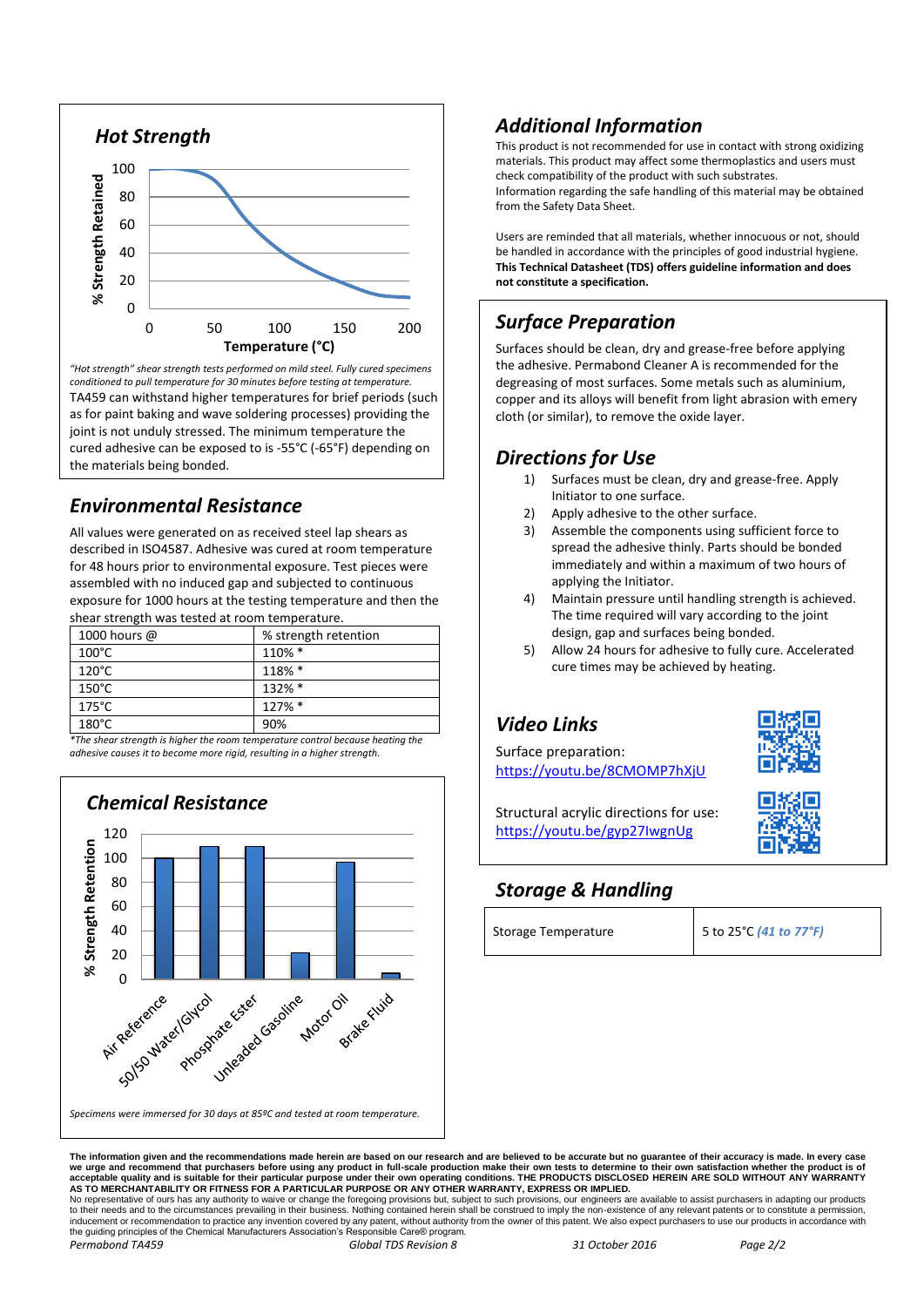## Hot Strength

100
80
60
40
20
0
% Strength Retained
0
50
100
150
200
Temperature (°C)

*"Hot strength" shear strength tests performed on mild steel. Fully cured specimens conditioned to pull temperature for 30 minutes before testing at temperature.*

TA459 can withstand higher temperatures for brief periods (such as for paint baking and wave soldering processes) providing the joint is not unduly stressed. The minimum temperature the cured adhesive can be exposed to is -55°C (-65°F) depending on the materials being bonded.

## Environmental Resistance

All values were generated on as received steel lap shears as described in ISO4587. Adhesive was cured at room temperature for 48 hours prior to environmental exposure. Test pieces were assembled with no induced gap and subjected to continuous exposure for 1000 hours at the testing temperature and then the shear strength was tested at room temperature.

| 1000 hours @ | % strength retention |
|---|---|
| 100°C | 110% * |
| 120°C | 118% * |
| 150°C | 132% * |
| 175°C | 127% * |
| 180°C | 90% |

*\*The shear strength is higher the room temperature control because heating the adhesive causes it to become more rigid, resulting in a higher strength.*

## Chemical Resistance

120
100
80
60
40
20
0
% Strength Retention
Air Reference
50/50 Water/Glycol
Phosphate Ester
Unleaded Gasoline
Motor Oil
Brake Fluid

*Specimens were immersed for 30 days at 85ºC and tested at room temperature.*

## Additional Information

This product is not recommended for use in contact with strong oxidizing materials. This product may affect some thermoplastics and users must check compatibility of the product with such substrates.
Information regarding the safe handling of this material may be obtained from the Safety Data Sheet.

Users are reminded that all materials, whether innocuous or not, should be handled in accordance with the principles of good industrial hygiene.
**This Technical Datasheet (TDS) offers guideline information and does not constitute a specification.**

## Surface Preparation

Surfaces should be clean, dry and grease-free before applying the adhesive. Permabond Cleaner A is recommended for the degreasing of most surfaces. Some metals such as aluminium, copper and its alloys will benefit from light abrasion with emery cloth (or similar), to remove the oxide layer.

## Directions for Use

1) Surfaces must be clean, dry and grease-free. Apply Initiator to one surface.
2) Apply adhesive to the other surface.
3) Assemble the components using sufficient force to spread the adhesive thinly. Parts should be bonded immediately and within a maximum of two hours of applying the Initiator.
4) Maintain pressure until handling strength is achieved. The time required will vary according to the joint design, gap and surfaces being bonded.
5) Allow 24 hours for adhesive to fully cure. Accelerated cure times may be achieved by heating.

## Video Links

Surface preparation:
https://youtu.be/8CMOMP7hXjU

Structural acrylic directions for use:
https://youtu.be/gyp27IwgnUg

## Storage & Handling

| | |
|---|---|
| Storage Temperature | 5 to 25°C *(41 to 77°F)* |

**The information given and the recommendations made herein are based on our research and are believed to be accurate but no guarantee of their accuracy is made. In every case we urge and recommend that purchasers before using any product in full-scale production make their own tests to determine to their own satisfaction whether the product is of acceptable quality and is suitable for their particular purpose under their own operating conditions. THE PRODUCTS DISCLOSED HEREIN ARE SOLD WITHOUT ANY WARRANTY AS TO MERCHANTABILITY OR FITNESS FOR A PARTICULAR PURPOSE OR ANY OTHER WARRANTY, EXPRESS OR IMPLIED.**
No representative of ours has any authority to waive or change the foregoing provisions but, subject to such provisions, our engineers are available to assist purchasers in adapting our products to their needs and to the circumstances prevailing in their business. Nothing contained herein shall be construed to imply the non-existence of any relevant patents or to constitute a permission, inducement or recommendation to practice any invention covered by any patent, without authority from the owner of this patent. We also expect purchasers to use our products in accordance with the guiding principles of the Chemical Manufacturers Association's Responsible Care® program.

*Permabond TA459* *Global TDS Revision 8* *31 October 2016*